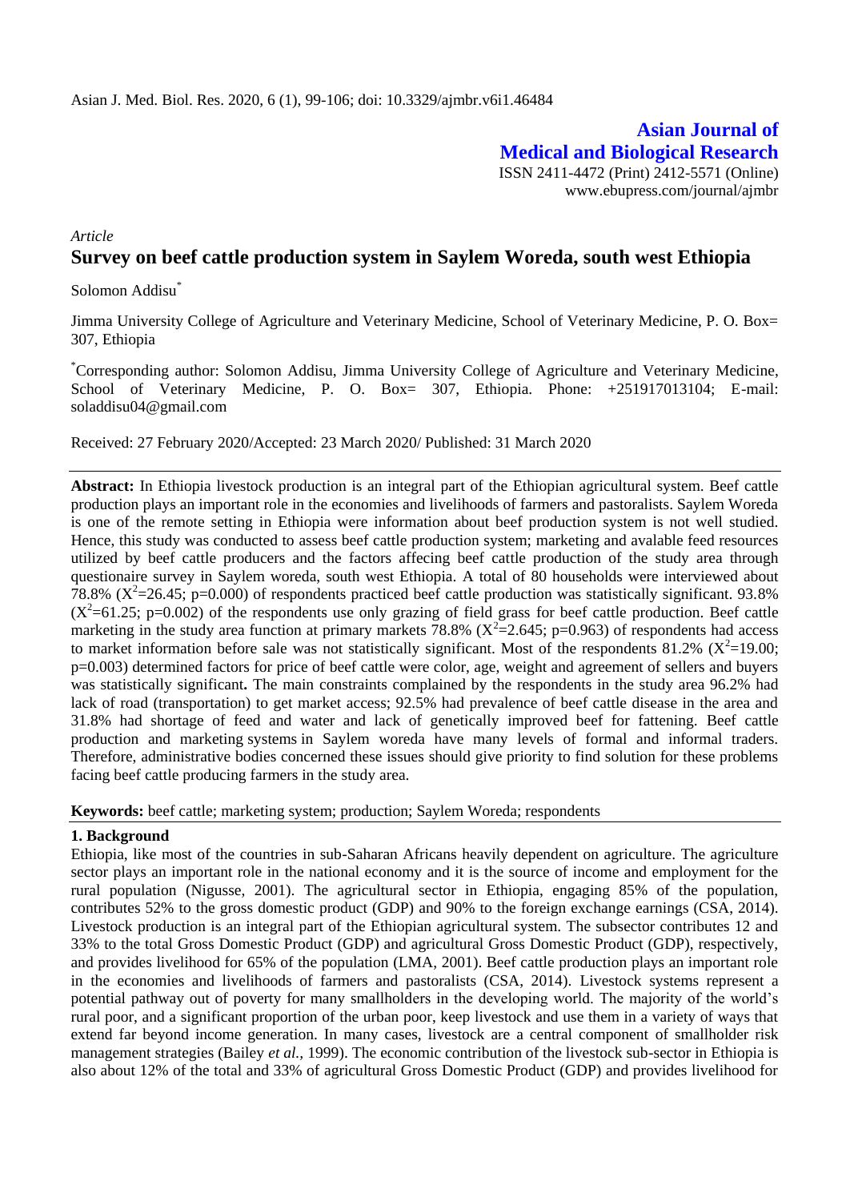*Article*

# Survey on beef cattle production system in Saylem Woreda, south west Ethiopia

Solomon Addisu[*]

Jimma University College of Agriculture and Veterinary Medicine, School of Veterinary Medicine, P. O. Box= 307, Ethiopia

[*]Corresponding author: Solomon Addisu, Jimma University College of Agriculture and Veterinary Medicine, School of Veterinary Medicine, P. O. Box= 307, Ethiopia. Phone: +251917013104; E-mail: soladdisu04@gmail.com

Received: 27 February 2020/Accepted: 23 March 2020/ Published: 31 March 2020

**Abstract:** In Ethiopia livestock production is an integral part of the Ethiopian agricultural system. Beef cattle production plays an important role in the economies and livelihoods of farmers and pastoralists. Saylem Woreda is one of the remote setting in Ethiopia were information about beef production system is not well studied. Hence, this study was conducted to assess beef cattle production system; marketing and avalable feed resources utilized by beef cattle producers and the factors affecing beef cattle production of the study area through questionaire survey in Saylem woreda, south west Ethiopia. A total of 80 households were interviewed about 78.8% ($X^2$=26.45; p=0.000) of respondents practiced beef cattle production was statistically significant. 93.8% ($X^2$=61.25; p=0.002) of the respondents use only grazing of field grass for beef cattle production. Beef cattle marketing in the study area function at primary markets 78.8% ($X^2$=2.645; p=0.963) of respondents had access to market information before sale was not statistically significant. Most of the respondents 81.2% ($X^2$=19.00; p=0.003) determined factors for price of beef cattle were color, age, weight and agreement of sellers and buyers was statistically significant**.** The main constraints complained by the respondents in the study area 96.2% had lack of road (transportation) to get market access; 92.5% had prevalence of beef cattle disease in the area and 31.8% had shortage of feed and water and lack of genetically improved beef for fattening. Beef cattle production and marketing systems in Saylem woreda have many levels of formal and informal traders. Therefore, administrative bodies concerned these issues should give priority to find solution for these problems facing beef cattle producing farmers in the study area.

**Keywords:** beef cattle; marketing system; production; Saylem Woreda; respondents

## 1. Background

Ethiopia, like most of the countries in sub-Saharan Africans heavily dependent on agriculture. The agriculture sector plays an important role in the national economy and it is the source of income and employment for the rural population (Nigusse, 2001). The agricultural sector in Ethiopia, engaging 85% of the population, contributes 52% to the gross domestic product (GDP) and 90% to the foreign exchange earnings (CSA, 2014). Livestock production is an integral part of the Ethiopian agricultural system. The subsector contributes 12 and 33% to the total Gross Domestic Product (GDP) and agricultural Gross Domestic Product (GDP), respectively, and provides livelihood for 65% of the population (LMA, 2001). Beef cattle production plays an important role in the economies and livelihoods of farmers and pastoralists (CSA, 2014). Livestock systems represent a potential pathway out of poverty for many smallholders in the developing world. The majority of the world's rural poor, and a significant proportion of the urban poor, keep livestock and use them in a variety of ways that extend far beyond income generation. In many cases, livestock are a central component of smallholder risk management strategies (Bailey *et al.,* 1999). The economic contribution of the livestock sub-sector in Ethiopia is also about 12% of the total and 33% of agricultural Gross Domestic Product (GDP) and provides livelihood for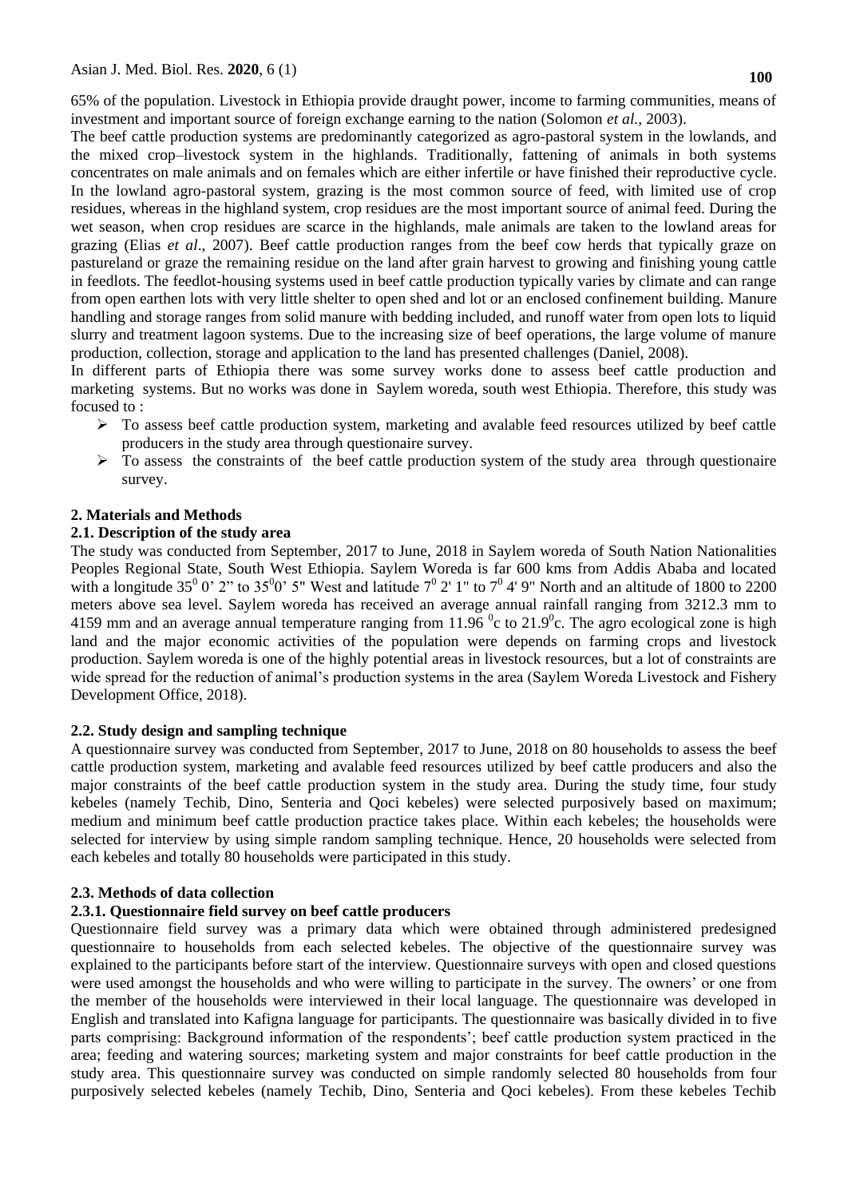65% of the population. Livestock in Ethiopia provide draught power, income to farming communities, means of investment and important source of foreign exchange earning to the nation (Solomon *et al.,* 2003).

The beef cattle production systems are predominantly categorized as agro-pastoral system in the lowlands, and the mixed crop–livestock system in the highlands. Traditionally, fattening of animals in both systems concentrates on male animals and on females which are either infertile or have finished their reproductive cycle. In the lowland agro-pastoral system, grazing is the most common source of feed, with limited use of crop residues, whereas in the highland system, crop residues are the most important source of animal feed. During the wet season, when crop residues are scarce in the highlands, male animals are taken to the lowland areas for grazing (Elias *et al*., 2007). Beef cattle production ranges from the beef cow herds that typically graze on pastureland or graze the remaining residue on the land after grain harvest to growing and finishing young cattle in feedlots. The feedlot-housing systems used in beef cattle production typically varies by climate and can range from open earthen lots with very little shelter to open shed and lot or an enclosed confinement building. Manure handling and storage ranges from solid manure with bedding included, and runoff water from open lots to liquid slurry and treatment lagoon systems. Due to the increasing size of beef operations, the large volume of manure production, collection, storage and application to the land has presented challenges (Daniel, 2008).

In different parts of Ethiopia there was some survey works done to assess beef cattle production and marketing systems. But no works was done in Saylem woreda, south west Ethiopia. Therefore, this study was focused to :

- To assess beef cattle production system, marketing and avalable feed resources utilized by beef cattle producers in the study area through questionaire survey.
- To assess the constraints of the beef cattle production system of the study area through questionaire survey.

## 2. Materials and Methods

### 2.1. Description of the study area

The study was conducted from September, 2017 to June, 2018 in Saylem woreda of South Nation Nationalities Peoples Regional State, South West Ethiopia. Saylem Woreda is far 600 kms from Addis Ababa and located with a longitude $35^0$ 0' 2" to $35^0$0' 5" West and latitude $7^0$ 2' 1" to $7^0$ 4' 9" North and an altitude of 1800 to 2200 meters above sea level. Saylem woreda has received an average annual rainfall ranging from 3212.3 mm to 4159 mm and an average annual temperature ranging from 11.96 $^0$c to 21.9$^0$c. The agro ecological zone is high land and the major economic activities of the population were depends on farming crops and livestock production. Saylem woreda is one of the highly potential areas in livestock resources, but a lot of constraints are wide spread for the reduction of animal's production systems in the area (Saylem Woreda Livestock and Fishery Development Office, 2018).

### 2.2. Study design and sampling technique

A questionnaire survey was conducted from September, 2017 to June, 2018 on 80 households to assess the beef cattle production system, marketing and avalable feed resources utilized by beef cattle producers and also the major constraints of the beef cattle production system in the study area. During the study time, four study kebeles (namely Techib, Dino, Senteria and Qoci kebeles) were selected purposively based on maximum; medium and minimum beef cattle production practice takes place. Within each kebeles; the households were selected for interview by using simple random sampling technique. Hence, 20 households were selected from each kebeles and totally 80 households were participated in this study.

### 2.3. Methods of data collection

#### 2.3.1. Questionnaire field survey on beef cattle producers

Questionnaire field survey was a primary data which were obtained through administered predesigned questionnaire to households from each selected kebeles. The objective of the questionnaire survey was explained to the participants before start of the interview. Questionnaire surveys with open and closed questions were used amongst the households and who were willing to participate in the survey. The owners' or one from the member of the households were interviewed in their local language. The questionnaire was developed in English and translated into Kafigna language for participants. The questionnaire was basically divided in to five parts comprising: Background information of the respondents'; beef cattle production system practiced in the area; feeding and watering sources; marketing system and major constraints for beef cattle production in the study area. This questionnaire survey was conducted on simple randomly selected 80 households from four purposively selected kebeles (namely Techib, Dino, Senteria and Qoci kebeles). From these kebeles Techib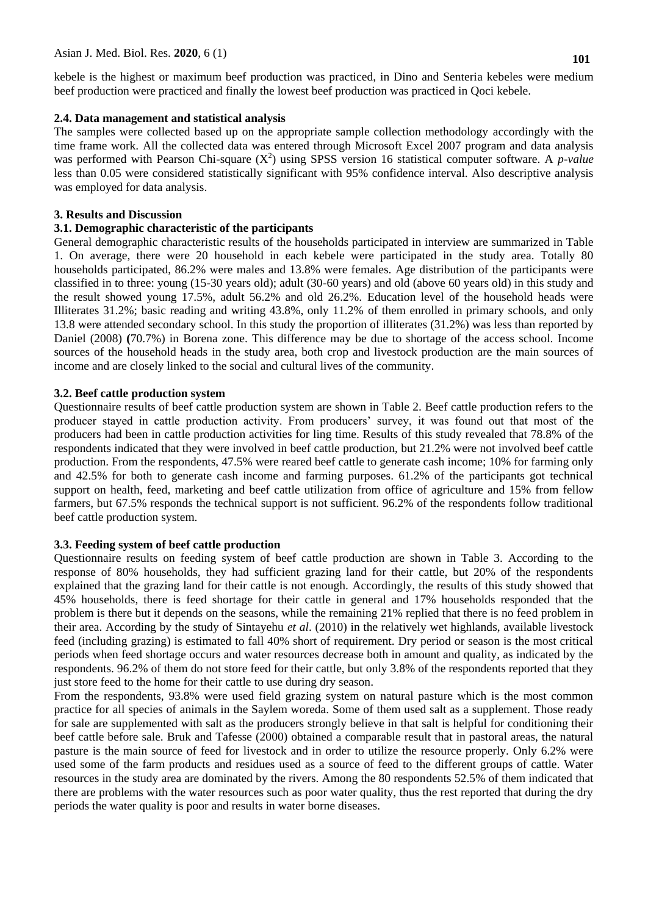kebele is the highest or maximum beef production was practiced, in Dino and Senteria kebeles were medium beef production were practiced and finally the lowest beef production was practiced in Qoci kebele.

### 2.4. Data management and statistical analysis

The samples were collected based up on the appropriate sample collection methodology accordingly with the time frame work. All the collected data was entered through Microsoft Excel 2007 program and data analysis was performed with Pearson Chi-square ($X^2$) using SPSS version 16 statistical computer software. A *p-value* less than 0.05 were considered statistically significant with 95% confidence interval. Also descriptive analysis was employed for data analysis.

## 3. Results and Discussion

### 3.1. Demographic characteristic of the participants

General demographic characteristic results of the households participated in interview are summarized in Table 1. On average, there were 20 household in each kebele were participated in the study area. Totally 80 households participated, 86.2% were males and 13.8% were females. Age distribution of the participants were classified in to three: young (15-30 years old); adult (30-60 years) and old (above 60 years old) in this study and the result showed young 17.5%, adult 56.2% and old 26.2%. Education level of the household heads were Illiterates 31.2%; basic reading and writing 43.8%, only 11.2% of them enrolled in primary schools, and only 13.8 were attended secondary school. In this study the proportion of illiterates (31.2%) was less than reported by Daniel (2008) **(**70.7%) in Borena zone. This difference may be due to shortage of the access school. Income sources of the household heads in the study area, both crop and livestock production are the main sources of income and are closely linked to the social and cultural lives of the community.

### 3.2. Beef cattle production system

Questionnaire results of beef cattle production system are shown in Table 2. Beef cattle production refers to the producer stayed in cattle production activity. From producers' survey, it was found out that most of the producers had been in cattle production activities for ling time. Results of this study revealed that 78.8% of the respondents indicated that they were involved in beef cattle production, but 21.2% were not involved beef cattle production. From the respondents, 47.5% were reared beef cattle to generate cash income; 10% for farming only and 42.5% for both to generate cash income and farming purposes. 61.2% of the participants got technical support on health, feed, marketing and beef cattle utilization from office of agriculture and 15% from fellow farmers, but 67.5% responds the technical support is not sufficient. 96.2% of the respondents follow traditional beef cattle production system.

### 3.3. Feeding system of beef cattle production

Questionnaire results on feeding system of beef cattle production are shown in Table 3. According to the response of 80% households, they had sufficient grazing land for their cattle, but 20% of the respondents explained that the grazing land for their cattle is not enough. Accordingly, the results of this study showed that 45% households, there is feed shortage for their cattle in general and 17% households responded that the problem is there but it depends on the seasons, while the remaining 21% replied that there is no feed problem in their area. According by the study of Sintayehu *et al*. (2010) in the relatively wet highlands, available livestock feed (including grazing) is estimated to fall 40% short of requirement. Dry period or season is the most critical periods when feed shortage occurs and water resources decrease both in amount and quality, as indicated by the respondents. 96.2% of them do not store feed for their cattle, but only 3.8% of the respondents reported that they just store feed to the home for their cattle to use during dry season.

From the respondents, 93.8% were used field grazing system on natural pasture which is the most common practice for all species of animals in the Saylem woreda. Some of them used salt as a supplement. Those ready for sale are supplemented with salt as the producers strongly believe in that salt is helpful for conditioning their beef cattle before sale. Bruk and Tafesse (2000) obtained a comparable result that in pastoral areas, the natural pasture is the main source of feed for livestock and in order to utilize the resource properly. Only 6.2% were used some of the farm products and residues used as a source of feed to the different groups of cattle. Water resources in the study area are dominated by the rivers. Among the 80 respondents 52.5% of them indicated that there are problems with the water resources such as poor water quality, thus the rest reported that during the dry periods the water quality is poor and results in water borne diseases.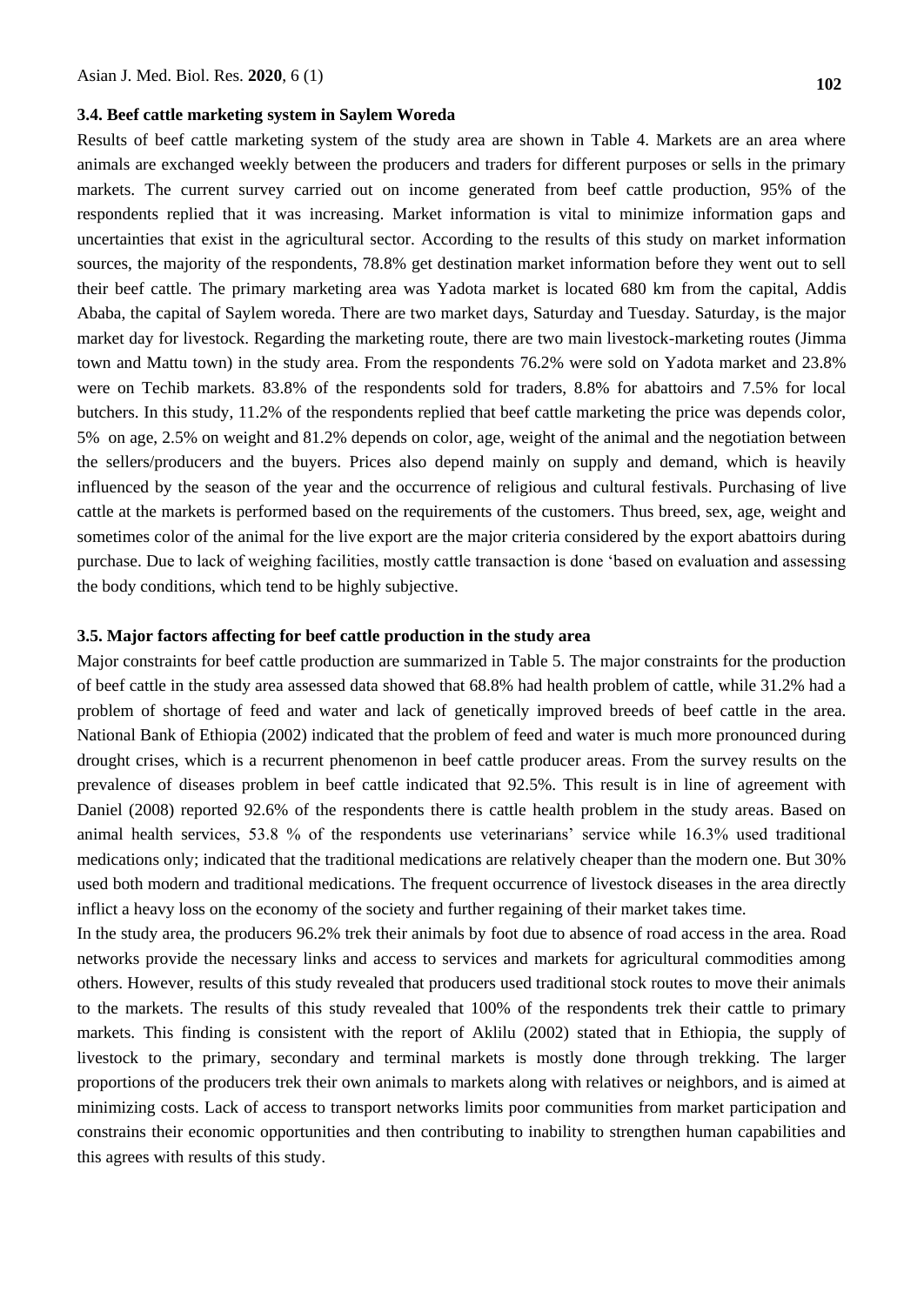### 3.4. Beef cattle marketing system in Saylem Woreda

Results of beef cattle marketing system of the study area are shown in Table 4. Markets are an area where animals are exchanged weekly between the producers and traders for different purposes or sells in the primary markets. The current survey carried out on income generated from beef cattle production, 95% of the respondents replied that it was increasing. Market information is vital to minimize information gaps and uncertainties that exist in the agricultural sector. According to the results of this study on market information sources, the majority of the respondents, 78.8% get destination market information before they went out to sell their beef cattle. The primary marketing area was Yadota market is located 680 km from the capital, Addis Ababa, the capital of Saylem woreda. There are two market days, Saturday and Tuesday. Saturday, is the major market day for livestock. Regarding the marketing route, there are two main livestock-marketing routes (Jimma town and Mattu town) in the study area. From the respondents 76.2% were sold on Yadota market and 23.8% were on Techib markets. 83.8% of the respondents sold for traders, 8.8% for abattoirs and 7.5% for local butchers. In this study, 11.2% of the respondents replied that beef cattle marketing the price was depends color, 5% on age, 2.5% on weight and 81.2% depends on color, age, weight of the animal and the negotiation between the sellers/producers and the buyers. Prices also depend mainly on supply and demand, which is heavily influenced by the season of the year and the occurrence of religious and cultural festivals. Purchasing of live cattle at the markets is performed based on the requirements of the customers. Thus breed, sex, age, weight and sometimes color of the animal for the live export are the major criteria considered by the export abattoirs during purchase. Due to lack of weighing facilities, mostly cattle transaction is done 'based on evaluation and assessing the body conditions, which tend to be highly subjective.

### 3.5. Major factors affecting for beef cattle production in the study area

Major constraints for beef cattle production are summarized in Table 5. The major constraints for the production of beef cattle in the study area assessed data showed that 68.8% had health problem of cattle, while 31.2% had a problem of shortage of feed and water and lack of genetically improved breeds of beef cattle in the area. National Bank of Ethiopia (2002) indicated that the problem of feed and water is much more pronounced during drought crises, which is a recurrent phenomenon in beef cattle producer areas. From the survey results on the prevalence of diseases problem in beef cattle indicated that 92.5%. This result is in line of agreement with Daniel (2008) reported 92.6% of the respondents there is cattle health problem in the study areas. Based on animal health services, 53.8 % of the respondents use veterinarians' service while 16.3% used traditional medications only; indicated that the traditional medications are relatively cheaper than the modern one. But 30% used both modern and traditional medications. The frequent occurrence of livestock diseases in the area directly inflict a heavy loss on the economy of the society and further regaining of their market takes time.

In the study area, the producers 96.2% trek their animals by foot due to absence of road access in the area. Road networks provide the necessary links and access to services and markets for agricultural commodities among others. However, results of this study revealed that producers used traditional stock routes to move their animals to the markets. The results of this study revealed that 100% of the respondents trek their cattle to primary markets. This finding is consistent with the report of Aklilu (2002) stated that in Ethiopia, the supply of livestock to the primary, secondary and terminal markets is mostly done through trekking. The larger proportions of the producers trek their own animals to markets along with relatives or neighbors, and is aimed at minimizing costs. Lack of access to transport networks limits poor communities from market participation and constrains their economic opportunities and then contributing to inability to strengthen human capabilities and this agrees with results of this study.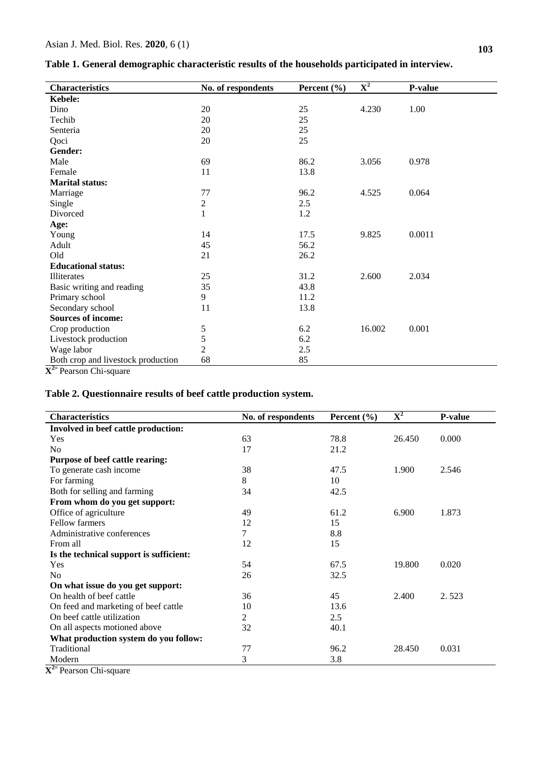**Table 1. General demographic characteristic results of the households participated in interview.**

| Characteristics | No. of respondents | Percent (%) | $X^2$ | P-value |
|---|---|---|---|---|
| **Kebele:** | | | | |
| Dino | 20 | 25 | 4.230 | 1.00 |
| Techib | 20 | 25 | | |
| Senteria | 20 | 25 | | |
| Qoci | 20 | 25 | | |
| **Gender:** | | | | |
| Male | 69 | 86.2 | 3.056 | 0.978 |
| Female | 11 | 13.8 | | |
| **Marital status:** | | | | |
| Marriage | 77 | 96.2 | 4.525 | 0.064 |
| Single | 2 | 2.5 | | |
| Divorced | 1 | 1.2 | | |
| **Age:** | | | | |
| Young | 14 | 17.5 | 9.825 | 0.0011 |
| Adult | 45 | 56.2 | | |
| Old | 21 | 26.2 | | |
| **Educational status:** | | | | |
| Illiterates | 25 | 31.2 | 2.600 | 2.034 |
| Basic writing and reading | 35 | 43.8 | | |
| Primary school | 9 | 11.2 | | |
| Secondary school | 11 | 13.8 | | |
| **Sources of income:** | | | | |
| Crop production | 5 | 6.2 | 16.002 | 0.001 |
| Livestock production | 5 | 6.2 | | |
| Wage labor | 2 | 2.5 | | |
| Both crop and livestock production | 68 | 85 | | |

$X^2$= Pearson Chi-square

**Table 2. Questionnaire results of beef cattle production system.**

| Characteristics | No. of respondents | Percent (%) | $X^2$ | P-value |
|---|---|---|---|---|
| **Involved in beef cattle production:** | | | | |
| Yes | 63 | 78.8 | 26.450 | 0.000 |
| No | 17 | 21.2 | | |
| **Purpose of beef cattle rearing:** | | | | |
| To generate cash income | 38 | 47.5 | 1.900 | 2.546 |
| For farming | 8 | 10 | | |
| Both for selling and farming | 34 | 42.5 | | |
| **From whom do you get support:** | | | | |
| Office of agriculture | 49 | 61.2 | 6.900 | 1.873 |
| Fellow farmers | 12 | 15 | | |
| Administrative conferences | 7 | 8.8 | | |
| From all | 12 | 15 | | |
| **Is the technical support is sufficient:** | | | | |
| Yes | 54 | 67.5 | 19.800 | 0.020 |
| No | 26 | 32.5 | | |
| **On what issue do you get support:** | | | | |
| On health of beef cattle | 36 | 45 | 2.400 | 2. 523 |
| On feed and marketing of beef cattle | 10 | 13.6 | | |
| On beef cattle utilization | 2 | 2.5 | | |
| On all aspects motioned above | 32 | 40.1 | | |
| **What production system do you follow:** | | | | |
| Traditional | 77 | 96.2 | 28.450 | 0.031 |
| Modern | 3 | 3.8 | | |

$X^2$= Pearson Chi-square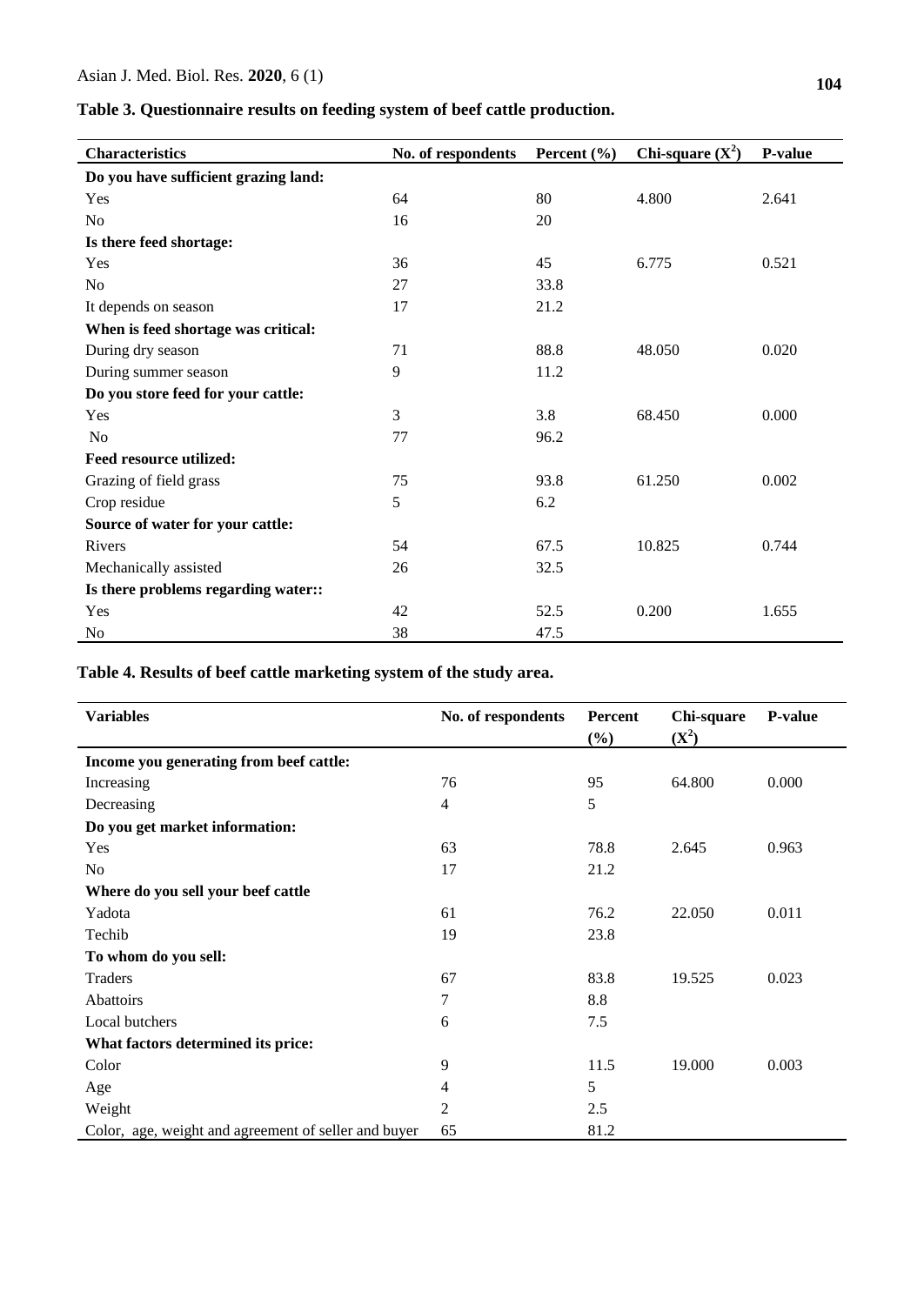**Table 3. Questionnaire results on feeding system of beef cattle production.**

| Characteristics | No. of respondents | Percent (%) | Chi-square ($X^2$) | P-value |
|---|---|---|---|---|
| **Do you have sufficient grazing land:** | | | | |
| Yes | 64 | 80 | 4.800 | 2.641 |
| No | 16 | 20 | | |
| **Is there feed shortage:** | | | | |
| Yes | 36 | 45 | 6.775 | 0.521 |
| No | 27 | 33.8 | | |
| It depends on season | 17 | 21.2 | | |
| **When is feed shortage was critical:** | | | | |
| During dry season | 71 | 88.8 | 48.050 | 0.020 |
| During summer season | 9 | 11.2 | | |
| **Do you store feed for your cattle:** | | | | |
| Yes | 3 | 3.8 | 68.450 | 0.000 |
| No | 77 | 96.2 | | |
| **Feed resource utilized:** | | | | |
| Grazing of field grass | 75 | 93.8 | 61.250 | 0.002 |
| Crop residue | 5 | 6.2 | | |
| **Source of water for your cattle:** | | | | |
| Rivers | 54 | 67.5 | 10.825 | 0.744 |
| Mechanically assisted | 26 | 32.5 | | |
| **Is there problems regarding water::** | | | | |
| Yes | 42 | 52.5 | 0.200 | 1.655 |
| No | 38 | 47.5 | | |

**Table 4. Results of beef cattle marketing system of the study area.**

| Variables | No. of respondents | Percent (%) | Chi-square ($X^2$) | P-value |
|---|---|---|---|---|
| **Income you generating from beef cattle:** | | | | |
| Increasing | 76 | 95 | 64.800 | 0.000 |
| Decreasing | 4 | 5 | | |
| **Do you get market information:** | | | | |
| Yes | 63 | 78.8 | 2.645 | 0.963 |
| No | 17 | 21.2 | | |
| **Where do you sell your beef cattle** | | | | |
| Yadota | 61 | 76.2 | 22.050 | 0.011 |
| Techib | 19 | 23.8 | | |
| **To whom do you sell:** | | | | |
| Traders | 67 | 83.8 | 19.525 | 0.023 |
| Abattoirs | 7 | 8.8 | | |
| Local butchers | 6 | 7.5 | | |
| **What factors determined its price:** | | | | |
| Color | 9 | 11.5 | 19.000 | 0.003 |
| Age | 4 | 5 | | |
| Weight | 2 | 2.5 | | |
| Color, age, weight and agreement of seller and buyer | 65 | 81.2 | | |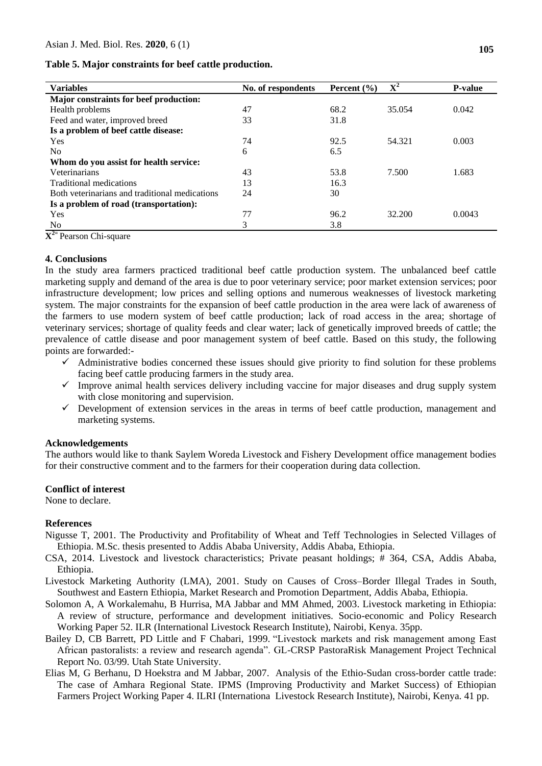**Table 5. Major constraints for beef cattle production.**

| Variables | No. of respondents | Percent (%) | $X^2$ | P-value |
|---|---|---|---|---|
| **Major constraints for beef production:** | | | | |
| Health problems | 47 | 68.2 | 35.054 | 0.042 |
| Feed and water, improved breed | 33 | 31.8 | | |
| **Is a problem of beef cattle disease:** | | | | |
| Yes | 74 | 92.5 | 54.321 | 0.003 |
| No | 6 | 6.5 | | |
| **Whom do you assist for health service:** | | | | |
| Veterinarians | 43 | 53.8 | 7.500 | 1.683 |
| Traditional medications | 13 | 16.3 | | |
| Both veterinarians and traditional medications | 24 | 30 | | |
| **Is a problem of road (transportation):** | | | | |
| Yes | 77 | 96.2 | 32.200 | 0.0043 |
| No | 3 | 3.8 | | |

$X^2$= Pearson Chi-square

## 4. Conclusions

In the study area farmers practiced traditional beef cattle production system. The unbalanced beef cattle marketing supply and demand of the area is due to poor veterinary service; poor market extension services; poor infrastructure development; low prices and selling options and numerous weaknesses of livestock marketing system. The major constraints for the expansion of beef cattle production in the area were lack of awareness of the farmers to use modern system of beef cattle production; lack of road access in the area; shortage of veterinary services; shortage of quality feeds and clear water; lack of genetically improved breeds of cattle; the prevalence of cattle disease and poor management system of beef cattle. Based on this study, the following points are forwarded:-

- ✓ Administrative bodies concerned these issues should give priority to find solution for these problems facing beef cattle producing farmers in the study area.
- ✓ Improve animal health services delivery including vaccine for major diseases and drug supply system with close monitoring and supervision.
- ✓ Development of extension services in the areas in terms of beef cattle production, management and marketing systems.

## Acknowledgements

The authors would like to thank Saylem Woreda Livestock and Fishery Development office management bodies for their constructive comment and to the farmers for their cooperation during data collection.

## Conflict of interest

None to declare.

## References

Nigusse T, 2001. The Productivity and Profitability of Wheat and Teff Technologies in Selected Villages of Ethiopia. M.Sc. thesis presented to Addis Ababa University, Addis Ababa, Ethiopia.

CSA, 2014. Livestock and livestock characteristics; Private peasant holdings; # 364, CSA, Addis Ababa, Ethiopia.

Livestock Marketing Authority (LMA), 2001. Study on Causes of Cross–Border Illegal Trades in South, Southwest and Eastern Ethiopia, Market Research and Promotion Department, Addis Ababa, Ethiopia.

Solomon A, A Workalemahu, B Hurrisa, MA Jabbar and MM Ahmed, 2003. Livestock marketing in Ethiopia: A review of structure, performance and development initiatives. Socio-economic and Policy Research Working Paper 52. ILR (International Livestock Research Institute), Nairobi, Kenya. 35pp.

Bailey D, CB Barrett, PD Little and F Chabari, 1999. "Livestock markets and risk management among East African pastoralists: a review and research agenda". GL-CRSP PastoraRisk Management Project Technical Report No. 03/99. Utah State University.

Elias M, G Berhanu, D Hoekstra and M Jabbar, 2007. Analysis of the Ethio-Sudan cross-border cattle trade: The case of Amhara Regional State. IPMS (Improving Productivity and Market Success) of Ethiopian Farmers Project Working Paper 4. ILRI (Internationa Livestock Research Institute), Nairobi, Kenya. 41 pp.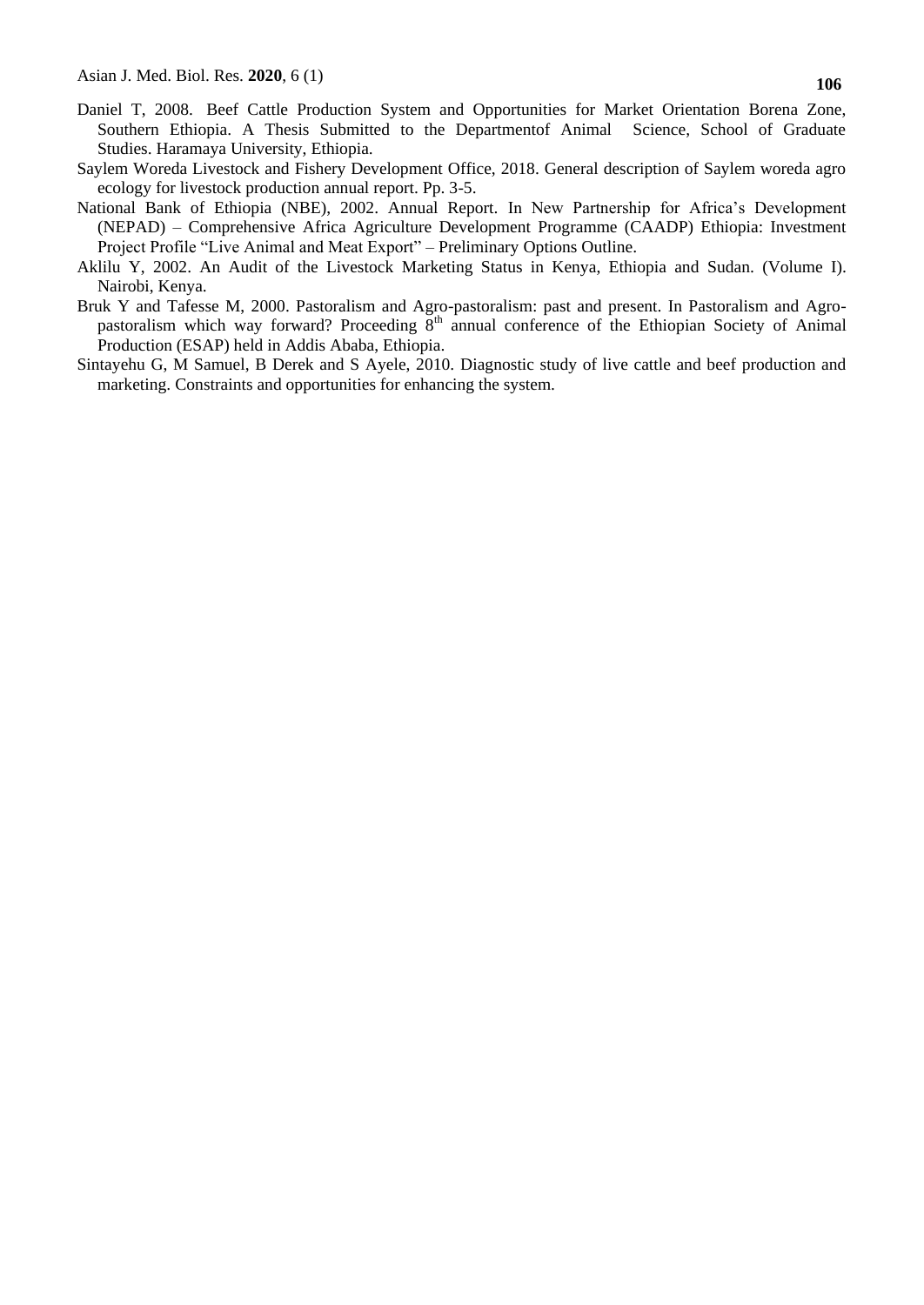Daniel T, 2008. Beef Cattle Production System and Opportunities for Market Orientation Borena Zone, Southern Ethiopia. A Thesis Submitted to the Departmentof Animal Science, School of Graduate Studies. Haramaya University, Ethiopia.

Saylem Woreda Livestock and Fishery Development Office, 2018. General description of Saylem woreda agro ecology for livestock production annual report. Pp. 3-5.

National Bank of Ethiopia (NBE), 2002. Annual Report. In New Partnership for Africa's Development (NEPAD) – Comprehensive Africa Agriculture Development Programme (CAADP) Ethiopia: Investment Project Profile "Live Animal and Meat Export" – Preliminary Options Outline.

Aklilu Y, 2002. An Audit of the Livestock Marketing Status in Kenya, Ethiopia and Sudan. (Volume I). Nairobi, Kenya.

Bruk Y and Tafesse M, 2000. Pastoralism and Agro-pastoralism: past and present. In Pastoralism and Agro-pastoralism which way forward? Proceeding 8th annual conference of the Ethiopian Society of Animal Production (ESAP) held in Addis Ababa, Ethiopia.

Sintayehu G, M Samuel, B Derek and S Ayele, 2010. Diagnostic study of live cattle and beef production and marketing. Constraints and opportunities for enhancing the system.